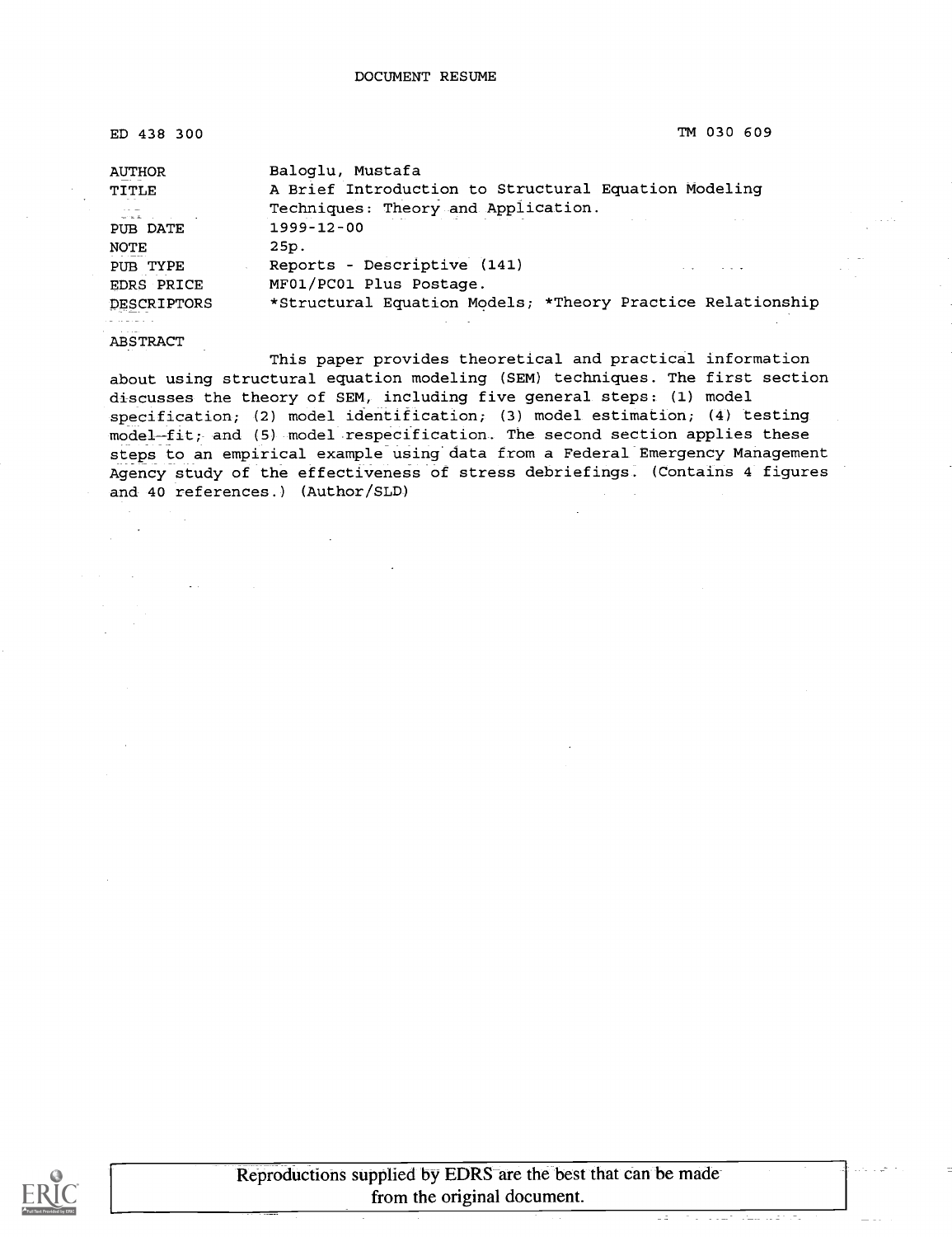DOCUMENT RESUME

ED 438 300 TM 030 609

| | |
|---|---|
| AUTHOR | Baloglu, Mustafa |
| TITLE | A Brief Introduction to Structural Equation Modeling Techniques: Theory and Application. |
| PUB DATE | 1999-12-00 |
| NOTE | 25p. |
| PUB TYPE | Reports - Descriptive (141) |
| EDRS PRICE | MF01/PC01 Plus Postage. |
| DESCRIPTORS | *Structural Equation Models; *Theory Practice Relationship |

ABSTRACT

This paper provides theoretical and practical information about using structural equation modeling (SEM) techniques. The first section discusses the theory of SEM, including five general steps: (1) model specification; (2) model identification; (3) model estimation; (4) testing model-fit; and (5) model respecification. The second section applies these steps to an empirical example using data from a Federal Emergency Management Agency study of the effectiveness of stress debriefings. (Contains 4 figures and 40 references.) (Author/SLD)

Reproductions supplied by EDRS are the best that can be made from the original document.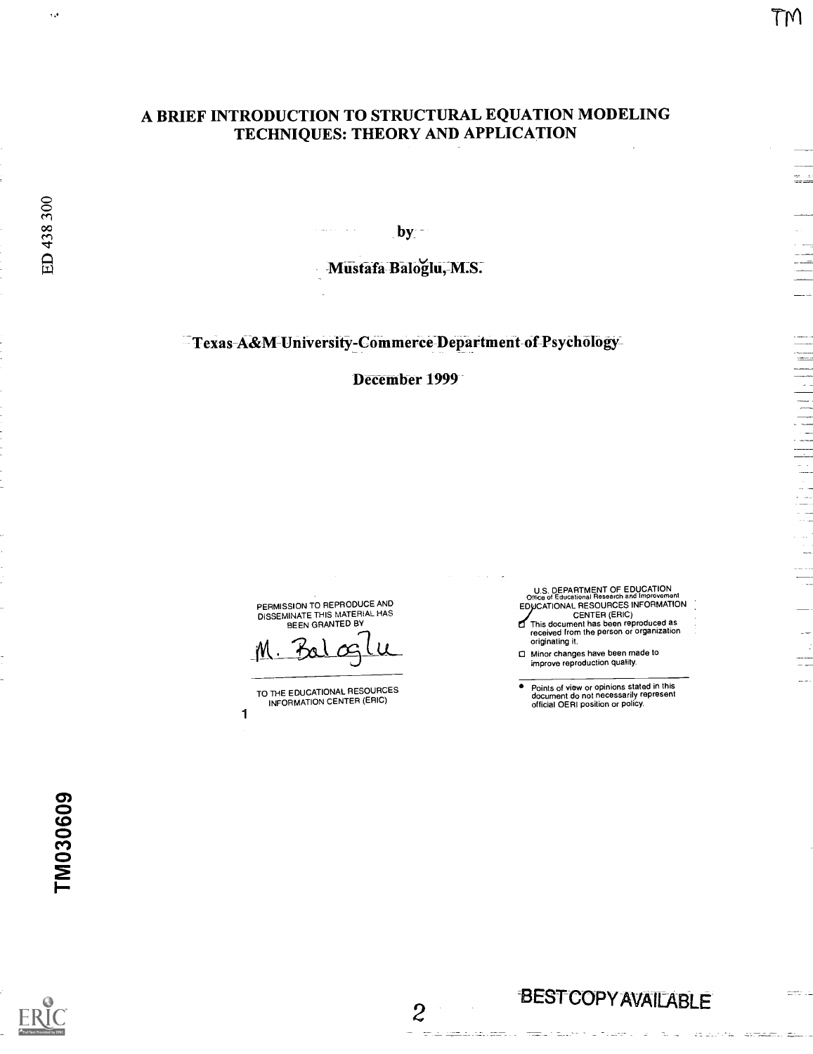# A BRIEF INTRODUCTION TO STRUCTURAL EQUATION MODELING TECHNIQUES: THEORY AND APPLICATION

by

Mustafa Baloğlu, M.S.

Texas A&M University-Commerce Department of Psychology

December 1999

PERMISSION TO REPRODUCE AND DISSEMINATE THIS MATERIAL HAS BEEN GRANTED BY

M. Baloglu

TO THE EDUCATIONAL RESOURCES INFORMATION CENTER (ERIC)

U.S. DEPARTMENT OF EDUCATION
Office of Educational Research and Improvement
EDUCATIONAL RESOURCES INFORMATION CENTER (ERIC)

- This document has been reproduced as received from the person or organization originating it.
- Minor changes have been made to improve reproduction quality.

- Points of view or opinions stated in this document do not necessarily represent official OERI position or policy.

BEST COPY AVAILABLE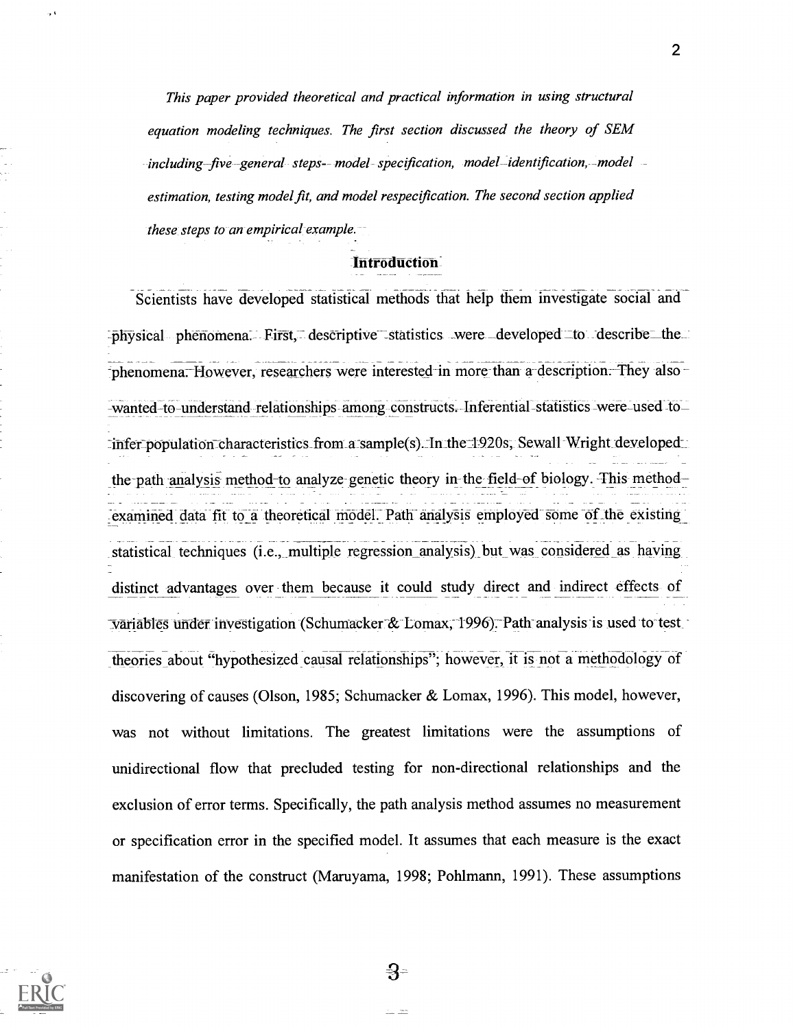*This paper provided theoretical and practical information in using structural equation modeling techniques. The first section discussed the theory of SEM including five general steps-- model specification, model identification, model estimation, testing model fit, and model respecification. The second section applied these steps to an empirical example.*

## Introduction

Scientists have developed statistical methods that help them investigate social and physical phenomena. First, descriptive statistics were developed to describe the phenomena. However, researchers were interested in more than a description. They also wanted to understand relationships among constructs. Inferential statistics were used to infer population characteristics from a sample(s). In the 1920s, Sewall Wright developed the path analysis method to analyze genetic theory in the field of biology. This method examined data fit to a theoretical model. Path analysis employed some of the existing statistical techniques (i.e., multiple regression analysis) but was considered as having distinct advantages over them because it could study direct and indirect effects of variables under investigation (Schumacker & Lomax, 1996). Path analysis is used to test theories about "hypothesized causal relationships"; however, it is not a methodology of discovering of causes (Olson, 1985; Schumacker & Lomax, 1996). This model, however, was not without limitations. The greatest limitations were the assumptions of unidirectional flow that precluded testing for non-directional relationships and the exclusion of error terms. Specifically, the path analysis method assumes no measurement or specification error in the specified model. It assumes that each measure is the exact manifestation of the construct (Maruyama, 1998; Pohlmann, 1991). These assumptions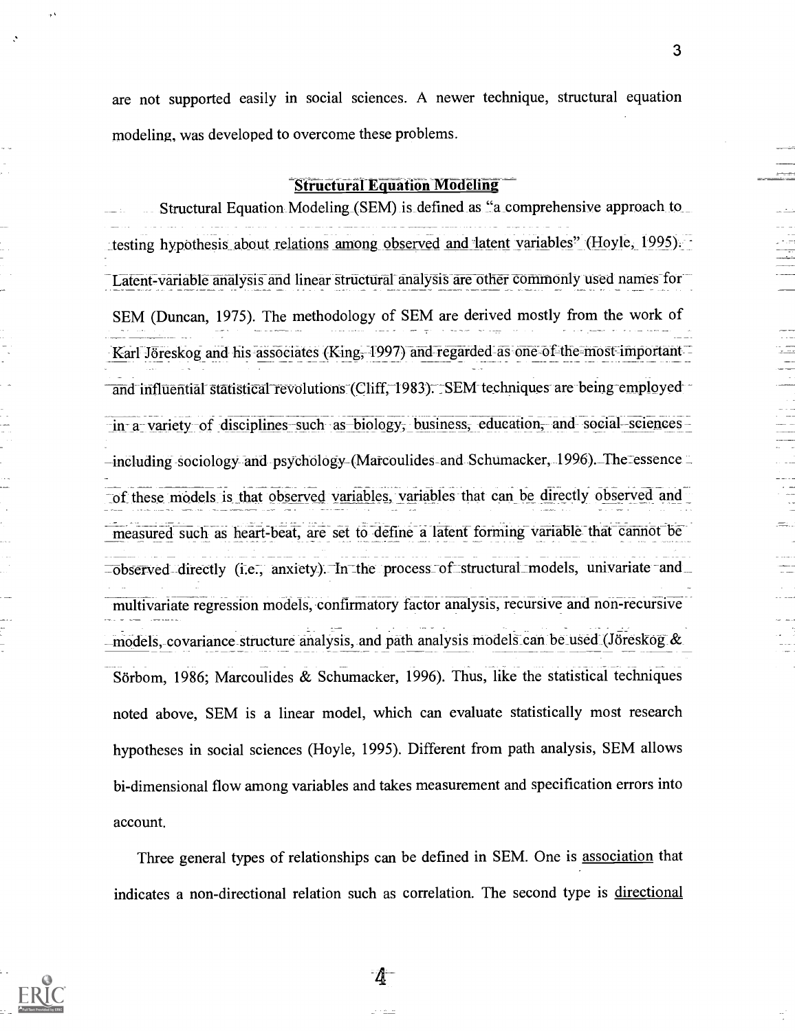are not supported easily in social sciences. A newer technique, structural equation modeling, was developed to overcome these problems.

## Structural Equation Modeling

Structural Equation Modeling (SEM) is defined as "a comprehensive approach to testing hypothesis about relations among observed and latent variables" (Hoyle, 1995). Latent-variable analysis and linear structural analysis are other commonly used names for SEM (Duncan, 1975). The methodology of SEM are derived mostly from the work of Karl Jöreskog and his associates (King, 1997) and regarded as one of the most important and influential statistical revolutions (Cliff, 1983). SEM techniques are being employed in a variety of disciplines such as biology, business, education, and social sciences including sociology and psychology (Marcoulides and Schumacker, 1996). The essence of these models is that observed variables, variables that can be directly observed and measured such as heart-beat, are set to define a latent forming variable that cannot be observed directly (i.e., anxiety). In the process of structural models, univariate and multivariate regression models, confirmatory factor analysis, recursive and non-recursive models, covariance structure analysis, and path analysis models can be used (Jöreskog & Sörbom, 1986; Marcoulides & Schumacker, 1996). Thus, like the statistical techniques noted above, SEM is a linear model, which can evaluate statistically most research hypotheses in social sciences (Hoyle, 1995). Different from path analysis, SEM allows bi-dimensional flow among variables and takes measurement and specification errors into account.

Three general types of relationships can be defined in SEM. One is <u>association</u> that indicates a non-directional relation such as correlation. The second type is <u>directional</u>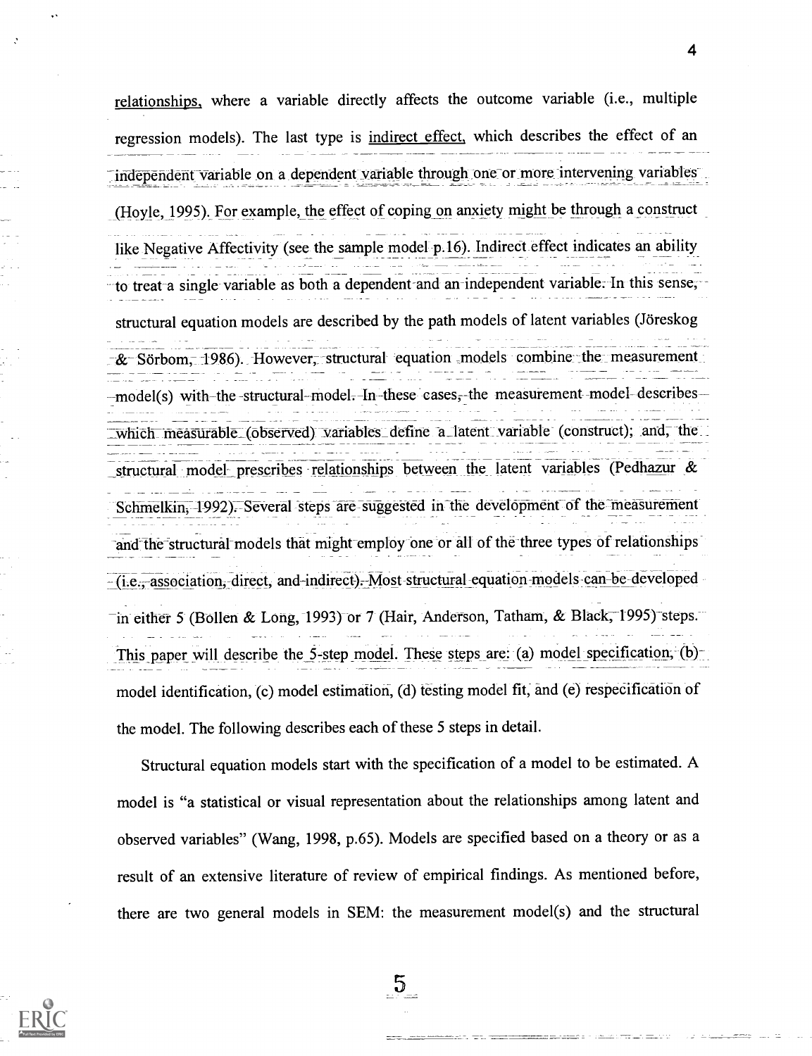relationships, where a variable directly affects the outcome variable (i.e., multiple regression models). The last type is indirect effect, which describes the effect of an independent variable on a dependent variable through one or more intervening variables (Hoyle, 1995). For example, the effect of coping on anxiety might be through a construct like Negative Affectivity (see the sample model p.16). Indirect effect indicates an ability to treat a single variable as both a dependent and an independent variable. In this sense, structural equation models are described by the path models of latent variables (Jöreskog & Sörbom, 1986). However, structural equation models combine the measurement model(s) with the structural model. In these cases, the measurement model describes which measurable (observed) variables define a latent variable (construct); and, the structural model prescribes relationships between the latent variables (Pedhazur & Schmelkin, 1992). Several steps are suggested in the development of the measurement and the structural models that might employ one or all of the three types of relationships (i.e., association, direct, and indirect). Most structural equation models can be developed in either 5 (Bollen & Long, 1993) or 7 (Hair, Anderson, Tatham, & Black, 1995) steps. This paper will describe the 5-step model. These steps are: (a) model specification, (b) model identification, (c) model estimation, (d) testing model fit, and (e) respecification of the model. The following describes each of these 5 steps in detail.

Structural equation models start with the specification of a model to be estimated. A model is "a statistical or visual representation about the relationships among latent and observed variables" (Wang, 1998, p.65). Models are specified based on a theory or as a result of an extensive literature of review of empirical findings. As mentioned before, there are two general models in SEM: the measurement model(s) and the structural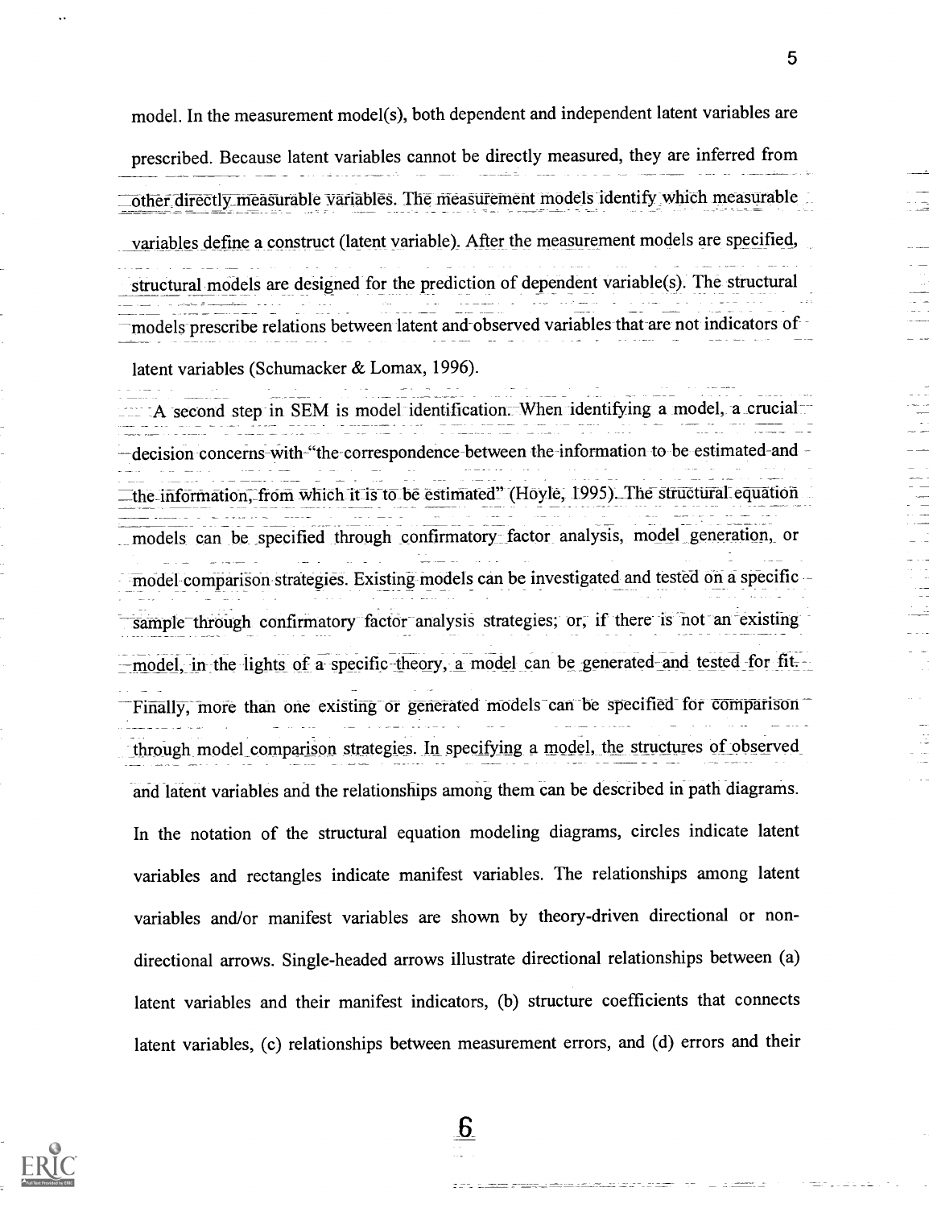model. In the measurement model(s), both dependent and independent latent variables are prescribed. Because latent variables cannot be directly measured, they are inferred from other directly measurable variables. The measurement models identify which measurable variables define a construct (latent variable). After the measurement models are specified, structural models are designed for the prediction of dependent variable(s). The structural models prescribe relations between latent and observed variables that are not indicators of latent variables (Schumacker & Lomax, 1996).

A second step in SEM is model identification. When identifying a model, a crucial decision concerns with "the correspondence between the information to be estimated and the information, from which it is to be estimated" (Hoyle, 1995). The structural equation models can be specified through confirmatory factor analysis, model generation, or model comparison strategies. Existing models can be investigated and tested on a specific sample through confirmatory factor analysis strategies; or, if there is not an existing model, in the lights of a specific theory, a model can be generated and tested for fit. Finally, more than one existing or generated models can be specified for comparison through model comparison strategies. In specifying a model, the structures of observed and latent variables and the relationships among them can be described in path diagrams. In the notation of the structural equation modeling diagrams, circles indicate latent variables and rectangles indicate manifest variables. The relationships among latent variables and/or manifest variables are shown by theory-driven directional or non-directional arrows. Single-headed arrows illustrate directional relationships between (a) latent variables and their manifest indicators, (b) structure coefficients that connects latent variables, (c) relationships between measurement errors, and (d) errors and their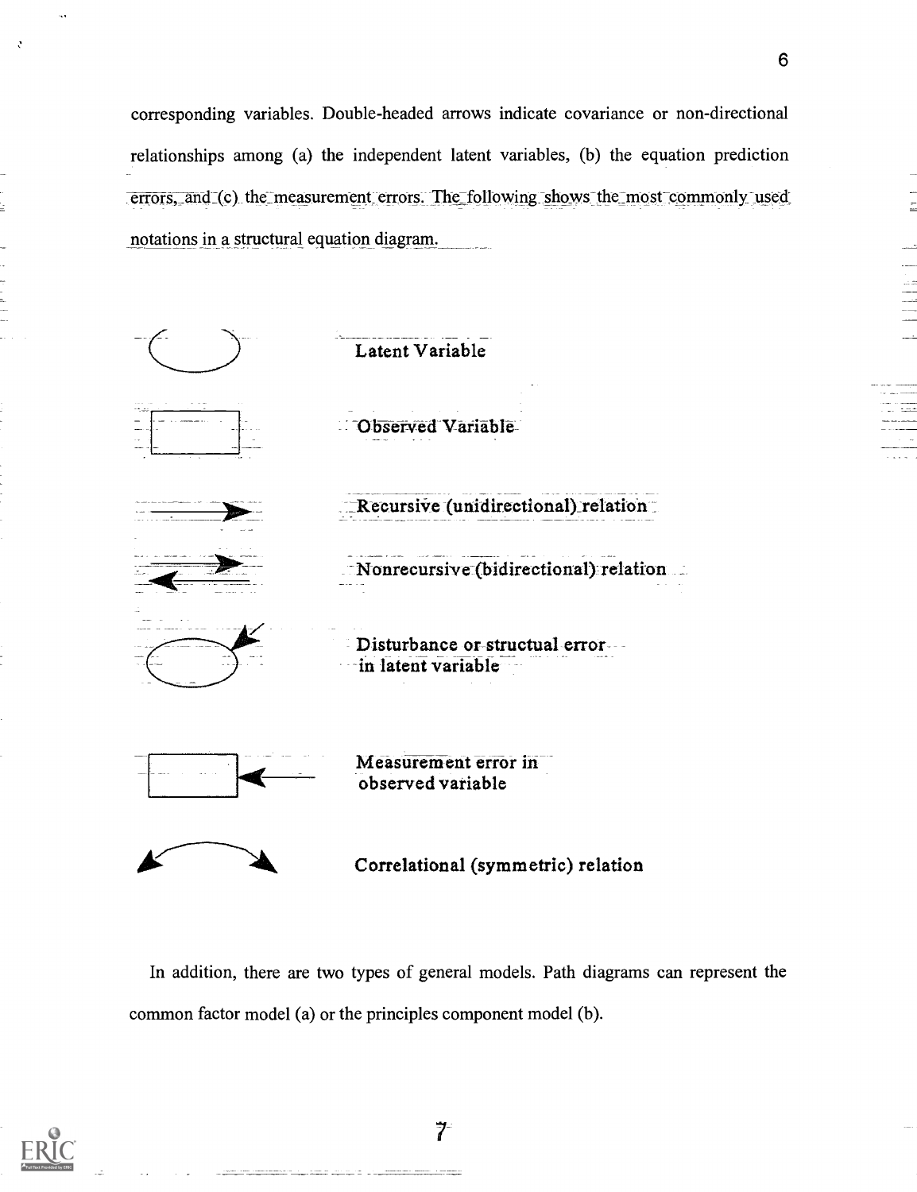corresponding variables. Double-headed arrows indicate covariance or non-directional relationships among (a) the independent latent variables, (b) the equation prediction errors, and (c) the measurement errors. The following shows the most commonly used notations in a structural equation diagram.

Latent Variable

Observed Variable

Recursive (unidirectional) relation

Nonrecursive (bidirectional) relation

Disturbance or structual error in latent variable

Measurement error in observed variable

Correlational (symmetric) relation

In addition, there are two types of general models. Path diagrams can represent the common factor model (a) or the principles component model (b).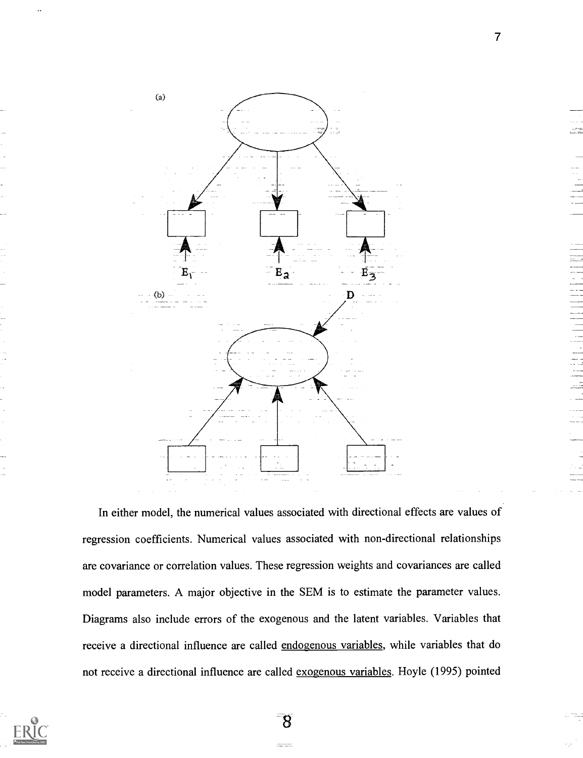(a)

$E_1$ $E_2$ $E_3$

(b) D

In either model, the numerical values associated with directional effects are values of regression coefficients. Numerical values associated with non-directional relationships are covariance or correlation values. These regression weights and covariances are called model parameters. A major objective in the SEM is to estimate the parameter values. Diagrams also include errors of the exogenous and the latent variables. Variables that receive a directional influence are called <u>endogenous variables</u>, while variables that do not receive a directional influence are called <u>exogenous variables</u>. Hoyle (1995) pointed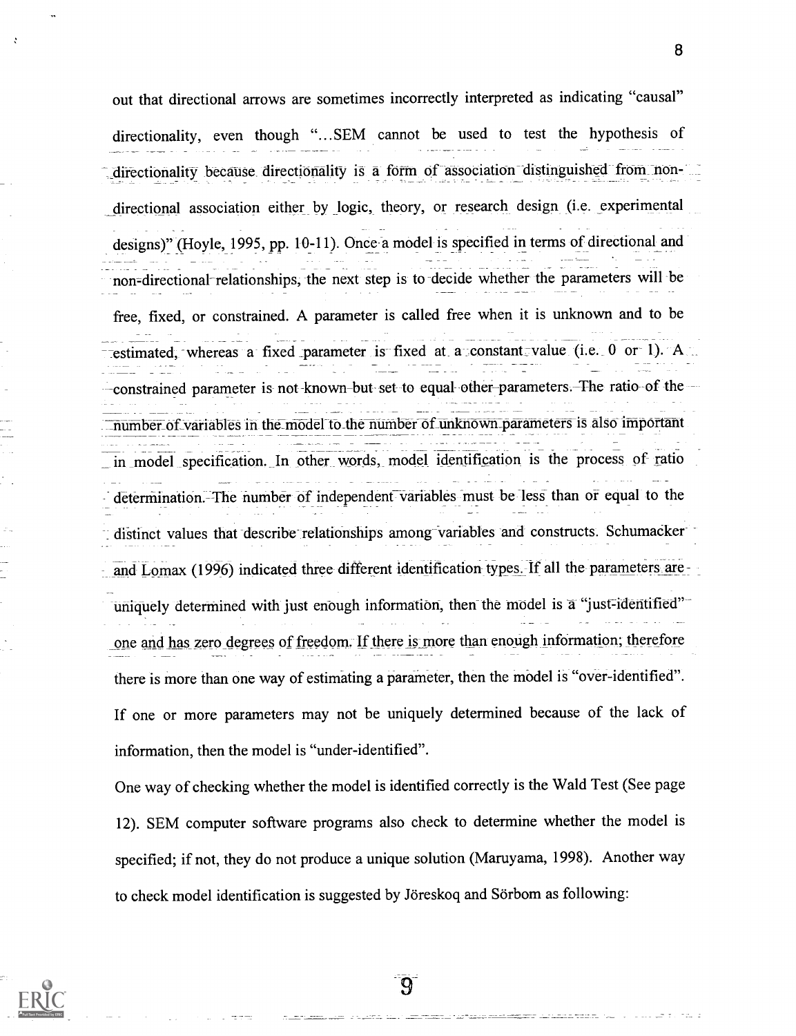out that directional arrows are sometimes incorrectly interpreted as indicating "causal" directionality, even though "...SEM cannot be used to test the hypothesis of directionality because directionality is a form of association distinguished from non-directional association either by logic, theory, or research design (i.e. experimental designs)" (Hoyle, 1995, pp. 10-11). Once a model is specified in terms of directional and non-directional relationships, the next step is to decide whether the parameters will be free, fixed, or constrained. A parameter is called free when it is unknown and to be estimated, whereas a fixed parameter is fixed at a constant value (i.e. 0 or 1). A constrained parameter is not known but set to equal other parameters. The ratio of the number of variables in the model to the number of unknown parameters is also important in model specification. In other words, model identification is the process of ratio determination. The number of independent variables must be less than or equal to the distinct values that describe relationships among variables and constructs. Schumacker and Lomax (1996) indicated three different identification types. If all the parameters are uniquely determined with just enough information, then the model is a "just-identified" one and has zero degrees of freedom. If there is more than enough information; therefore there is more than one way of estimating a parameter, then the model is "over-identified". If one or more parameters may not be uniquely determined because of the lack of information, then the model is "under-identified".

One way of checking whether the model is identified correctly is the Wald Test (See page 12). SEM computer software programs also check to determine whether the model is specified; if not, they do not produce a unique solution (Maruyama, 1998). Another way to check model identification is suggested by Jöreskoq and Sörbom as following: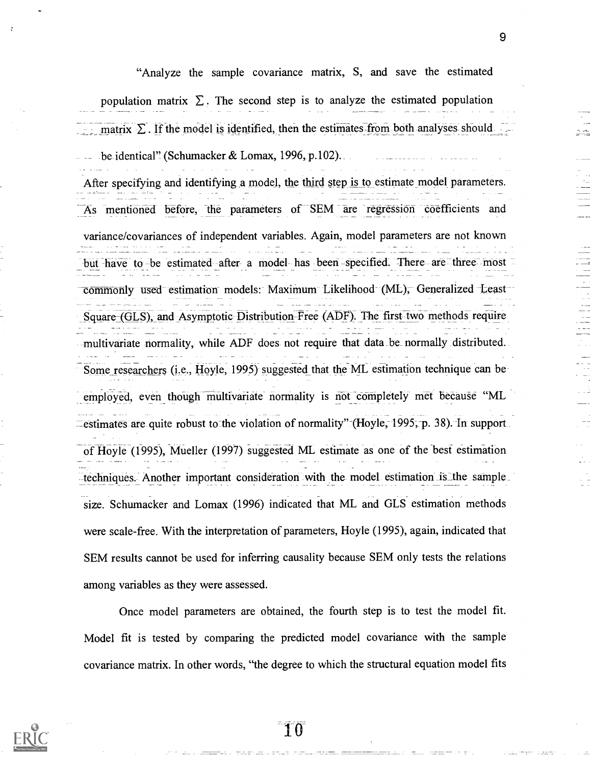"Analyze the sample covariance matrix, S, and save the estimated population matrix $\Sigma$. The second step is to analyze the estimated population matrix $\Sigma$. If the model is identified, then the estimates from both analyses should be identical" (Schumacker & Lomax, 1996, p.102).

After specifying and identifying a model, the third step is to estimate model parameters. As mentioned before, the parameters of SEM are regression coefficients and variance/covariances of independent variables. Again, model parameters are not known but have to be estimated after a model has been specified. There are three most commonly used estimation models: Maximum Likelihood (ML), Generalized Least Square (GLS), and Asymptotic Distribution-Free (ADF). The first two methods require multivariate normality, while ADF does not require that data be normally distributed. Some researchers (i.e., Hoyle, 1995) suggested that the ML estimation technique can be employed, even though multivariate normality is not completely met because "ML estimates are quite robust to the violation of normality" (Hoyle, 1995, p. 38). In support of Hoyle (1995), Mueller (1997) suggested ML estimate as one of the best estimation techniques. Another important consideration with the model estimation is the sample size. Schumacker and Lomax (1996) indicated that ML and GLS estimation methods were scale-free. With the interpretation of parameters, Hoyle (1995), again, indicated that SEM results cannot be used for inferring causality because SEM only tests the relations among variables as they were assessed.

Once model parameters are obtained, the fourth step is to test the model fit. Model fit is tested by comparing the predicted model covariance with the sample covariance matrix. In other words, "the degree to which the structural equation model fits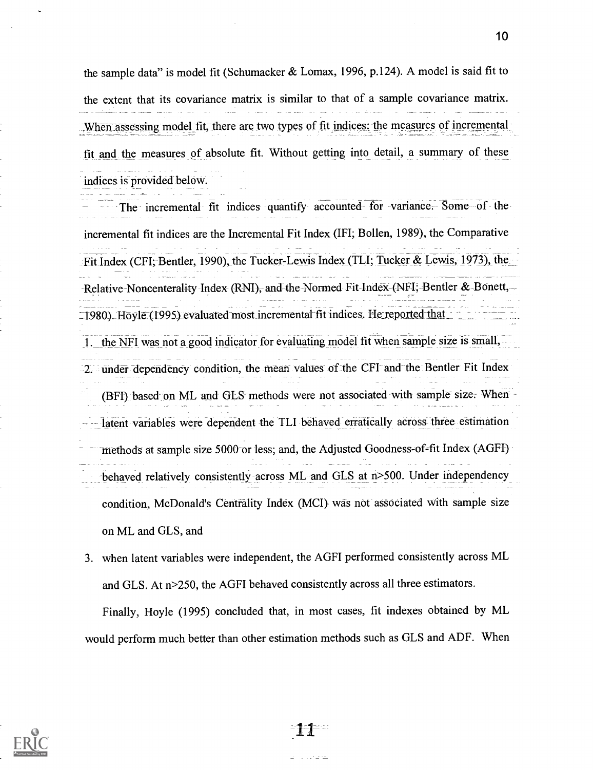the sample data" is model fit (Schumacker & Lomax, 1996, p.124). A model is said fit to the extent that its covariance matrix is similar to that of a sample covariance matrix. When assessing model fit, there are two types of fit indices: the measures of incremental fit and the measures of absolute fit. Without getting into detail, a summary of these indices is provided below.

The incremental fit indices quantify accounted for variance. Some of the incremental fit indices are the Incremental Fit Index (IFI; Bollen, 1989), the Comparative Fit Index (CFI; Bentler, 1990), the Tucker-Lewis Index (TLI; Tucker & Lewis, 1973), the Relative Noncenterality Index (RNI), and the Normed Fit Index (NFI; Bentler & Bonett, 1980). Hoyle (1995) evaluated most incremental fit indices. He reported that

1. the NFI was not a good indicator for evaluating model fit when sample size is small,
2. under dependency condition, the mean values of the CFI and the Bentler Fit Index (BFI) based on ML and GLS methods were not associated with sample size. When latent variables were dependent the TLI behaved erratically across three estimation methods at sample size 5000 or less; and, the Adjusted Goodness-of-fit Index (AGFI) behaved relatively consistently across ML and GLS at n>500. Under independency condition, McDonald's Centrality Index (MCI) was not associated with sample size on ML and GLS, and
3. when latent variables were independent, the AGFI performed consistently across ML and GLS. At n>250, the AGFI behaved consistently across all three estimators.

Finally, Hoyle (1995) concluded that, in most cases, fit indexes obtained by ML would perform much better than other estimation methods such as GLS and ADF. When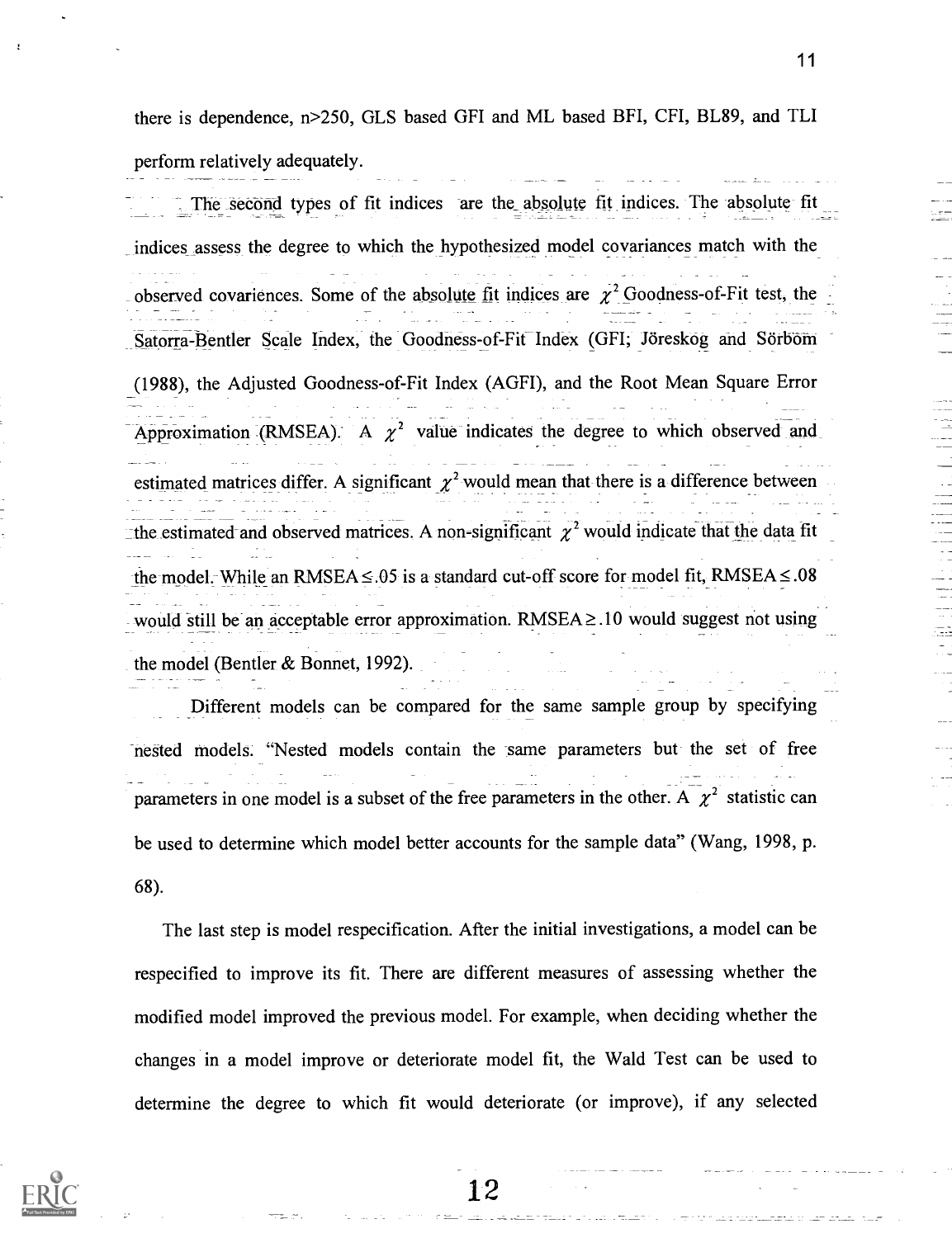there is dependence, n>250, GLS based GFI and ML based BFI, CFI, BL89, and TLI perform relatively adequately.

The second types of fit indices are the absolute fit indices. The absolute fit indices assess the degree to which the hypothesized model covariances match with the observed covariences. Some of the absolute fit indices are $\chi^2$ Goodness-of-Fit test, the Satorra-Bentler Scale Index, the Goodness-of-Fit Index (GFI; Jöreskog and Sörbom (1988), the Adjusted Goodness-of-Fit Index (AGFI), and the Root Mean Square Error Approximation (RMSEA). A $\chi^2$ value indicates the degree to which observed and estimated matrices differ. A significant $\chi^2$ would mean that there is a difference between the estimated and observed matrices. A non-significant $\chi^2$ would indicate that the data fit the model. While an RMSEA $\leq .05$ is a standard cut-off score for model fit, RMSEA $\leq .08$ would still be an acceptable error approximation. RMSEA $\geq .10$ would suggest not using the model (Bentler & Bonnet, 1992).

Different models can be compared for the same sample group by specifying nested models. "Nested models contain the same parameters but the set of free parameters in one model is a subset of the free parameters in the other. A $\chi^2$ statistic can be used to determine which model better accounts for the sample data" (Wang, 1998, p. 68).

The last step is model respecification. After the initial investigations, a model can be respecified to improve its fit. There are different measures of assessing whether the modified model improved the previous model. For example, when deciding whether the changes in a model improve or deteriorate model fit, the Wald Test can be used to determine the degree to which fit would deteriorate (or improve), if any selected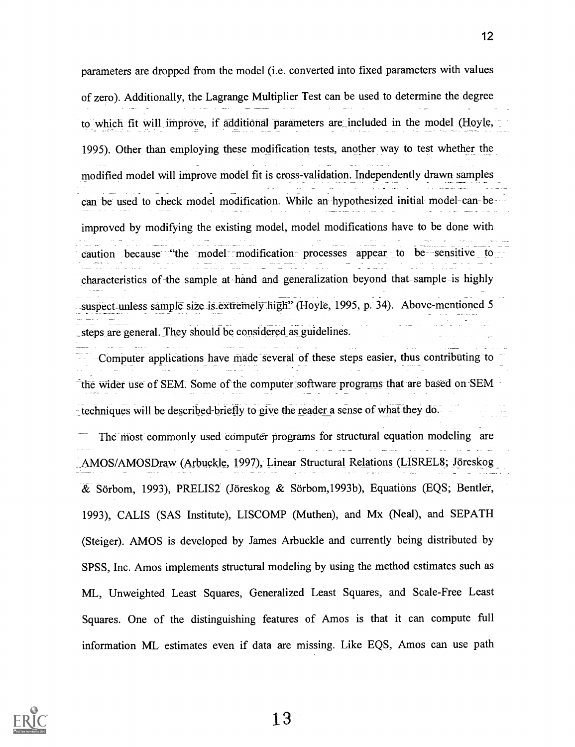parameters are dropped from the model (i.e. converted into fixed parameters with values of zero). Additionally, the Lagrange Multiplier Test can be used to determine the degree to which fit will improve, if additional parameters are included in the model (Hoyle, 1995). Other than employing these modification tests, another way to test whether the modified model will improve model fit is cross-validation. Independently drawn samples can be used to check model modification. While an hypothesized initial model can be improved by modifying the existing model, model modifications have to be done with caution because "the model modification processes appear to be sensitive to characteristics of the sample at hand and generalization beyond that sample is highly suspect unless sample size is extremely high" (Hoyle, 1995, p. 34). Above-mentioned 5 steps are general. They should be considered as guidelines.

Computer applications have made several of these steps easier, thus contributing to the wider use of SEM. Some of the computer software programs that are based on SEM techniques will be described briefly to give the reader a sense of what they do.

The most commonly used computer programs for structural equation modeling are AMOS/AMOSDraw (Arbuckle, 1997), Linear Structural Relations (LISREL8; Jöreskog & Sörbom, 1993), PRELIS2 (Jöreskog & Sörbom,1993b), Equations (EQS; Bentler, 1993), CALIS (SAS Institute), LISCOMP (Muthen), and Mx (Neal), and SEPATH (Steiger). AMOS is developed by James Arbuckle and currently being distributed by SPSS, Inc. Amos implements structural modeling by using the method estimates such as ML, Unweighted Least Squares, Generalized Least Squares, and Scale-Free Least Squares. One of the distinguishing features of Amos is that it can compute full information ML estimates even if data are missing. Like EQS, Amos can use path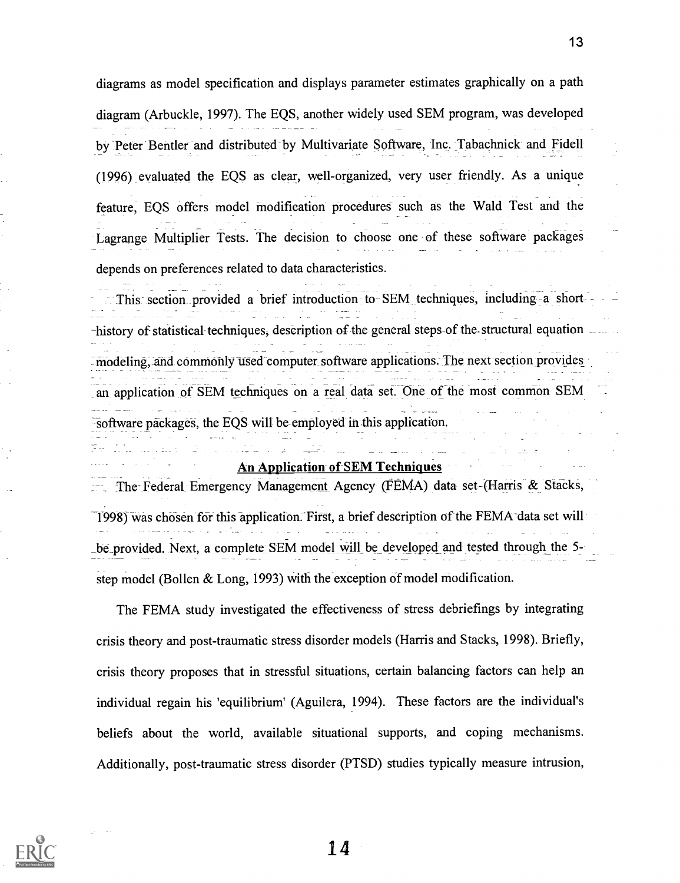diagrams as model specification and displays parameter estimates graphically on a path diagram (Arbuckle, 1997). The EQS, another widely used SEM program, was developed by Peter Bentler and distributed by Multivariate Software, Inc. Tabachnick and Fidell (1996) evaluated the EQS as clear, well-organized, very user friendly. As a unique feature, EQS offers model modification procedures such as the Wald Test and the Lagrange Multiplier Tests. The decision to choose one of these software packages depends on preferences related to data characteristics.

This section provided a brief introduction to SEM techniques, including a short history of statistical techniques, description of the general steps of the structural equation modeling, and commonly used computer software applications. The next section provides an application of SEM techniques on a real data set. One of the most common SEM software packages, the EQS will be employed in this application.

## An Application of SEM Techniques

The Federal Emergency Management Agency (FEMA) data set (Harris & Stacks, 1998) was chosen for this application. First, a brief description of the FEMA data set will be provided. Next, a complete SEM model will be developed and tested through the 5-step model (Bollen & Long, 1993) with the exception of model modification.

The FEMA study investigated the effectiveness of stress debriefings by integrating crisis theory and post-traumatic stress disorder models (Harris and Stacks, 1998). Briefly, crisis theory proposes that in stressful situations, certain balancing factors can help an individual regain his 'equilibrium' (Aguilera, 1994). These factors are the individual's beliefs about the world, available situational supports, and coping mechanisms. Additionally, post-traumatic stress disorder (PTSD) studies typically measure intrusion,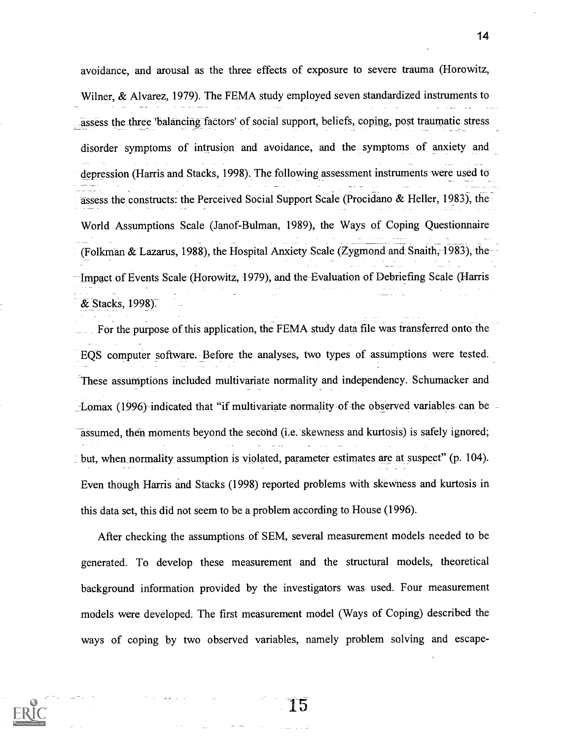avoidance, and arousal as the three effects of exposure to severe trauma (Horowitz, Wilner, & Alvarez, 1979). The FEMA study employed seven standardized instruments to assess the three 'balancing factors' of social support, beliefs, coping, post traumatic stress disorder symptoms of intrusion and avoidance, and the symptoms of anxiety and depression (Harris and Stacks, 1998). The following assessment instruments were used to assess the constructs: the Perceived Social Support Scale (Procidano & Heller, 1983), the World Assumptions Scale (Janof-Bulman, 1989), the Ways of Coping Questionnaire (Folkman & Lazarus, 1988), the Hospital Anxiety Scale (Zygmond and Snaith, 1983), the Impact of Events Scale (Horowitz, 1979), and the Evaluation of Debriefing Scale (Harris & Stacks, 1998).

For the purpose of this application, the FEMA study data file was transferred onto the EQS computer software. Before the analyses, two types of assumptions were tested. These assumptions included multivariate normality and independency. Schumacker and Lomax (1996) indicated that "if multivariate normality of the observed variables can be assumed, then moments beyond the second (i.e. skewness and kurtosis) is safely ignored; but, when normality assumption is violated, parameter estimates are at suspect" (p. 104). Even though Harris and Stacks (1998) reported problems with skewness and kurtosis in this data set, this did not seem to be a problem according to House (1996).

After checking the assumptions of SEM, several measurement models needed to be generated. To develop these measurement and the structural models, theoretical background information provided by the investigators was used. Four measurement models were developed. The first measurement model (Ways of Coping) described the ways of coping by two observed variables, namely problem solving and escape-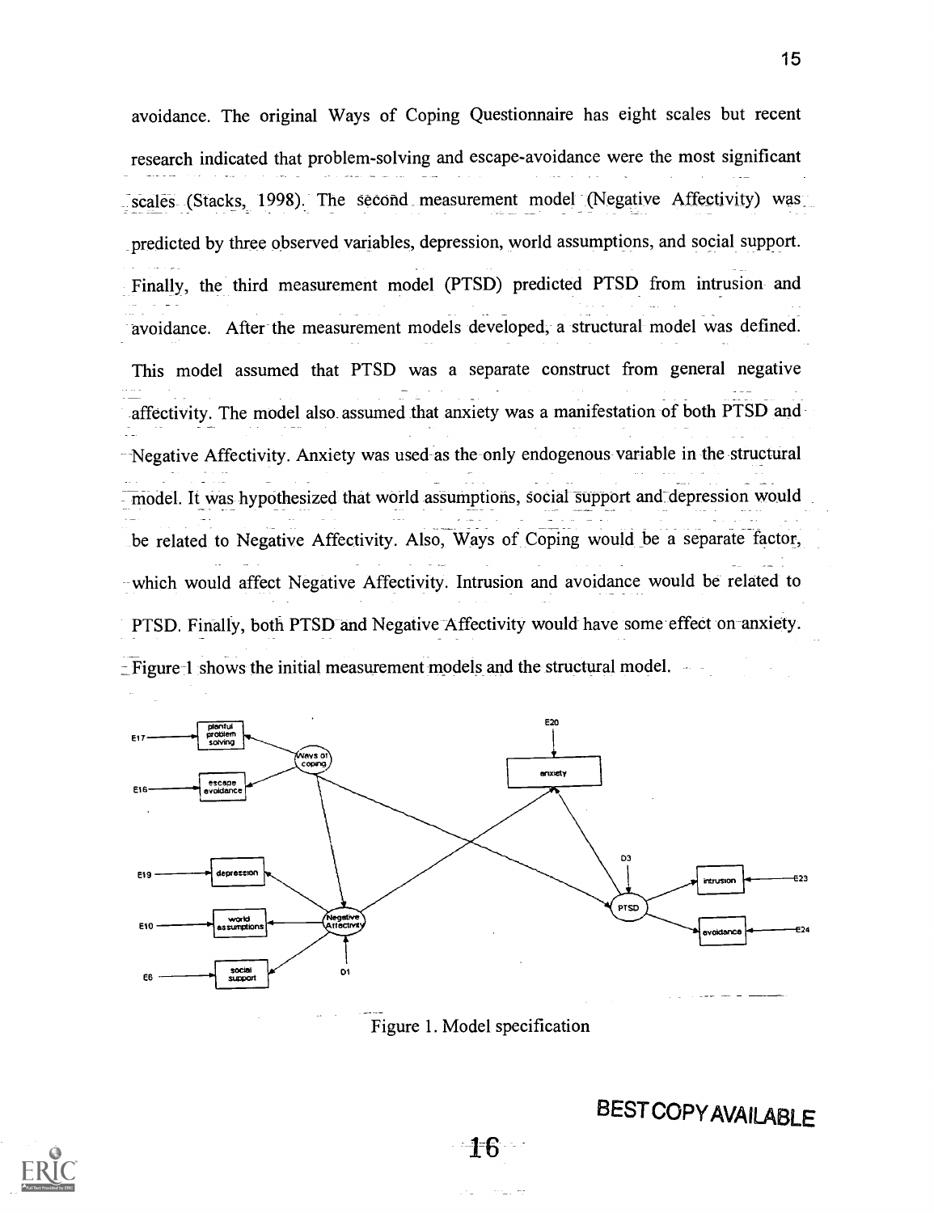avoidance. The original Ways of Coping Questionnaire has eight scales but recent research indicated that problem-solving and escape-avoidance were the most significant scales (Stacks, 1998). The second measurement model (Negative Affectivity) was predicted by three observed variables, depression, world assumptions, and social support. Finally, the third measurement model (PTSD) predicted PTSD from intrusion and avoidance. After the measurement models developed, a structural model was defined. This model assumed that PTSD was a separate construct from general negative affectivity. The model also assumed that anxiety was a manifestation of both PTSD and Negative Affectivity. Anxiety was used as the only endogenous variable in the structural model. It was hypothesized that world assumptions, social support and depression would be related to Negative Affectivity. Also, Ways of Coping would be a separate factor, which would affect Negative Affectivity. Intrusion and avoidance would be related to PTSD. Finally, both PTSD and Negative Affectivity would have some effect on anxiety. Figure 1 shows the initial measurement models and the structural model.

Figure 1. Model specification

BEST COPY AVAILABLE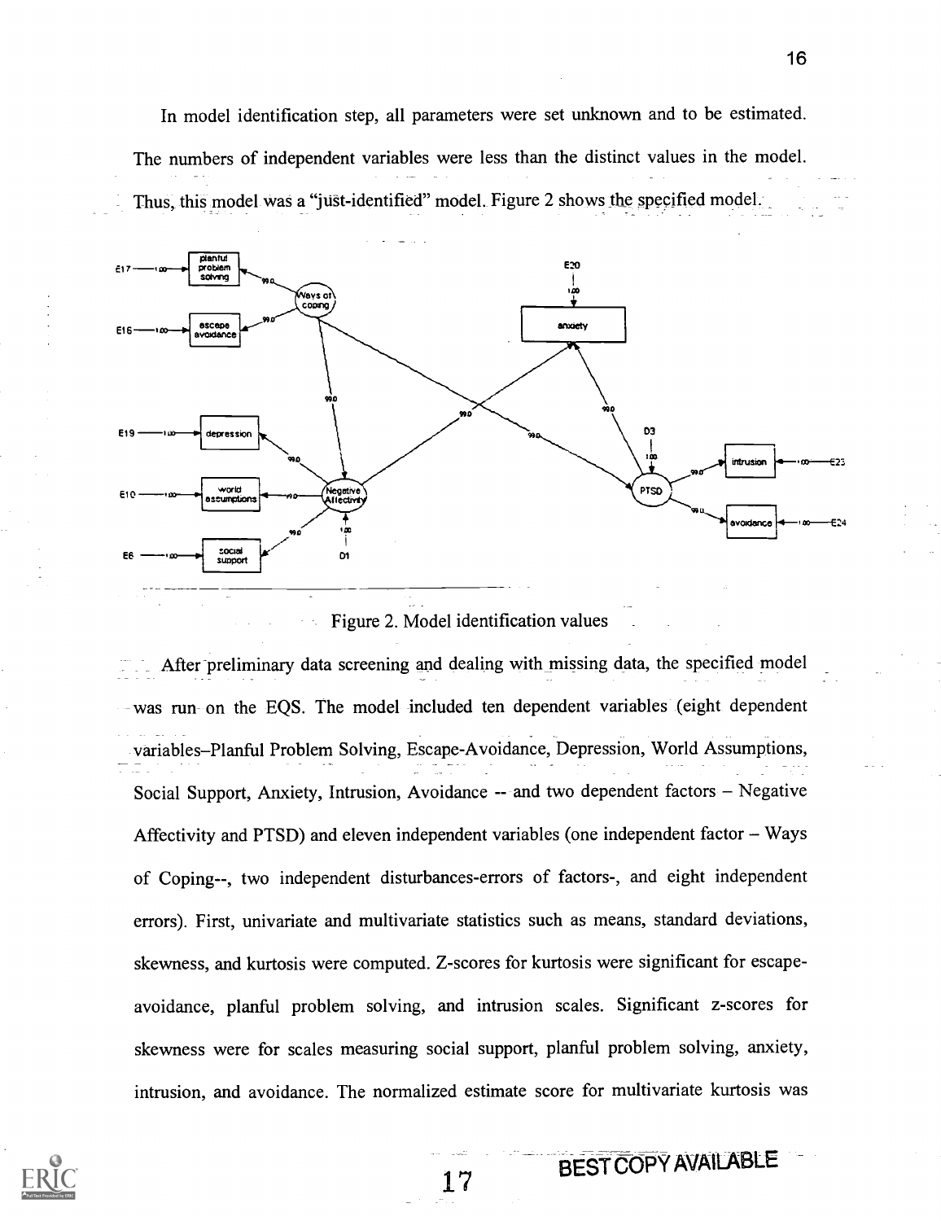In model identification step, all parameters were set unknown and to be estimated. The numbers of independent variables were less than the distinct values in the model. Thus, this model was a "just-identified" model. Figure 2 shows the specified model.

Figure 2. Model identification values

After preliminary data screening and dealing with missing data, the specified model was run on the EQS. The model included ten dependent variables (eight dependent variables–Planful Problem Solving, Escape-Avoidance, Depression, World Assumptions, Social Support, Anxiety, Intrusion, Avoidance -- and two dependent factors – Negative Affectivity and PTSD) and eleven independent variables (one independent factor – Ways of Coping--, two independent disturbances-errors of factors-, and eight independent errors). First, univariate and multivariate statistics such as means, standard deviations, skewness, and kurtosis were computed. Z-scores for kurtosis were significant for escape-avoidance, planful problem solving, and intrusion scales. Significant z-scores for skewness were for scales measuring social support, planful problem solving, anxiety, intrusion, and avoidance. The normalized estimate score for multivariate kurtosis was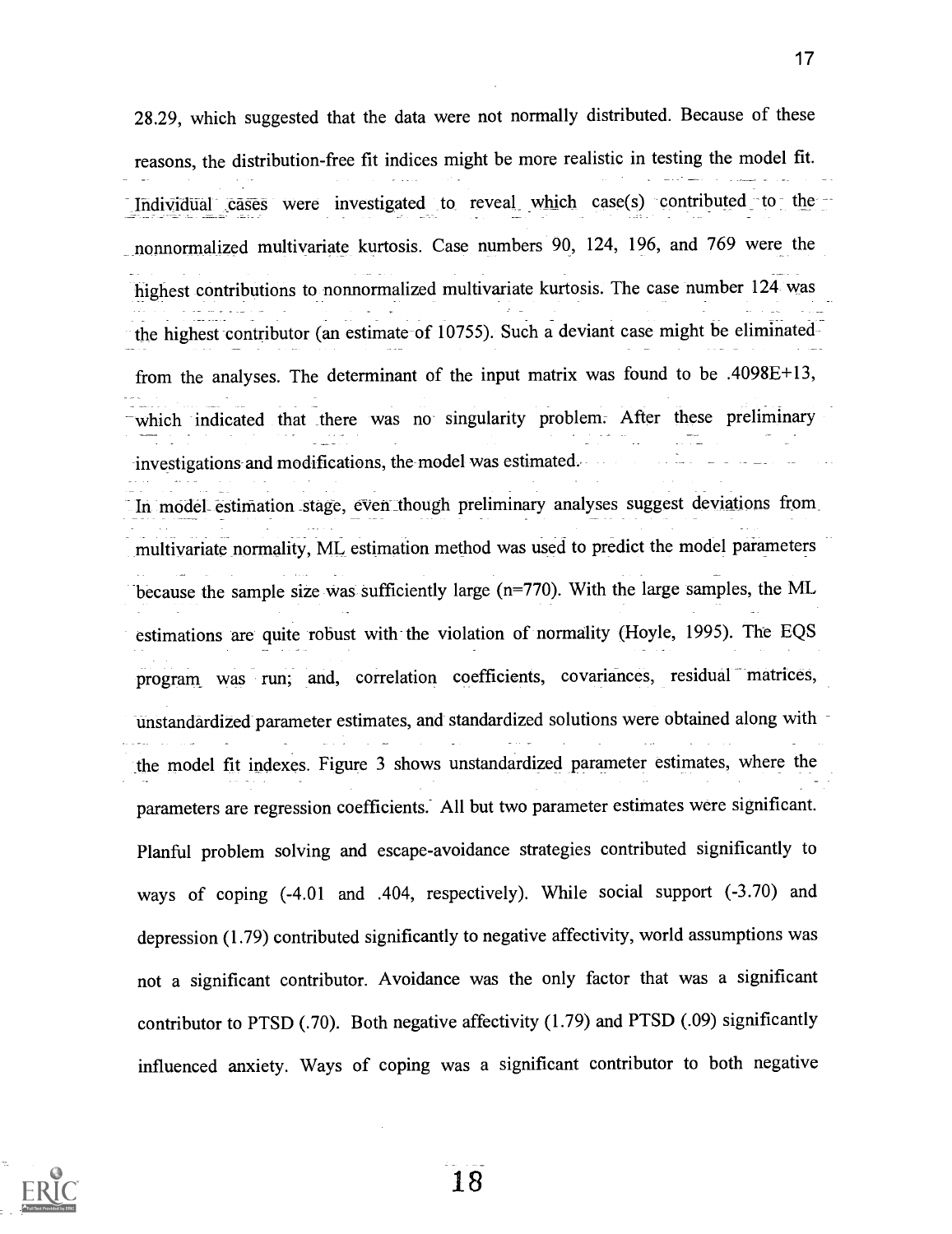28.29, which suggested that the data were not normally distributed. Because of these reasons, the distribution-free fit indices might be more realistic in testing the model fit. Individual cases were investigated to reveal which case(s) contributed to the nonnormalized multivariate kurtosis. Case numbers 90, 124, 196, and 769 were the highest contributions to nonnormalized multivariate kurtosis. The case number 124 was the highest contributor (an estimate of 10755). Such a deviant case might be eliminated from the analyses. The determinant of the input matrix was found to be .4098E+13, which indicated that there was no singularity problem. After these preliminary investigations and modifications, the model was estimated.

In model estimation stage, even though preliminary analyses suggest deviations from multivariate normality, ML estimation method was used to predict the model parameters because the sample size was sufficiently large (n=770). With the large samples, the ML estimations are quite robust with the violation of normality (Hoyle, 1995). The EQS program was run; and, correlation coefficients, covariances, residual matrices, unstandardized parameter estimates, and standardized solutions were obtained along with the model fit indexes. Figure 3 shows unstandardized parameter estimates, where the parameters are regression coefficients. All but two parameter estimates were significant. Planful problem solving and escape-avoidance strategies contributed significantly to ways of coping (-4.01 and .404, respectively). While social support (-3.70) and depression (1.79) contributed significantly to negative affectivity, world assumptions was not a significant contributor. Avoidance was the only factor that was a significant contributor to PTSD (.70). Both negative affectivity (1.79) and PTSD (.09) significantly influenced anxiety. Ways of coping was a significant contributor to both negative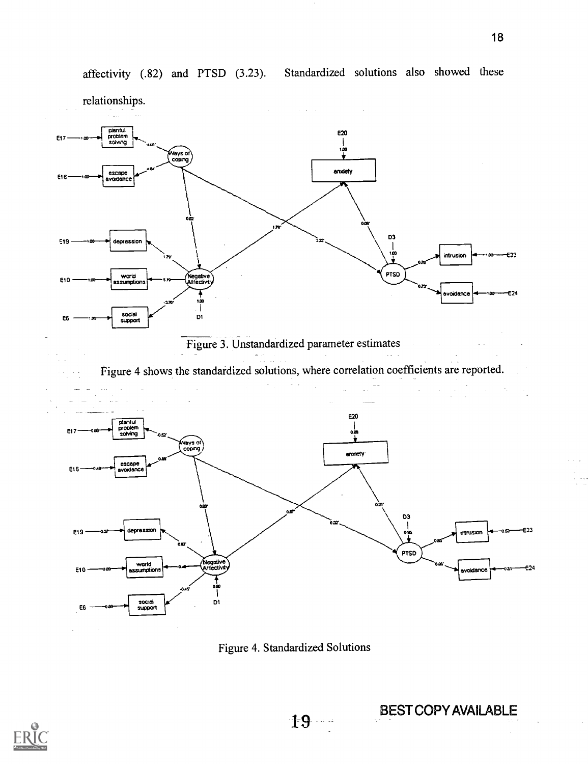affectivity (.82) and PTSD (3.23). Standardized solutions also showed these relationships.

Figure 3. Unstandardized parameter estimates

Figure 4 shows the standardized solutions, where correlation coefficients are reported.

Figure 4. Standardized Solutions

BEST COPY AVAILABLE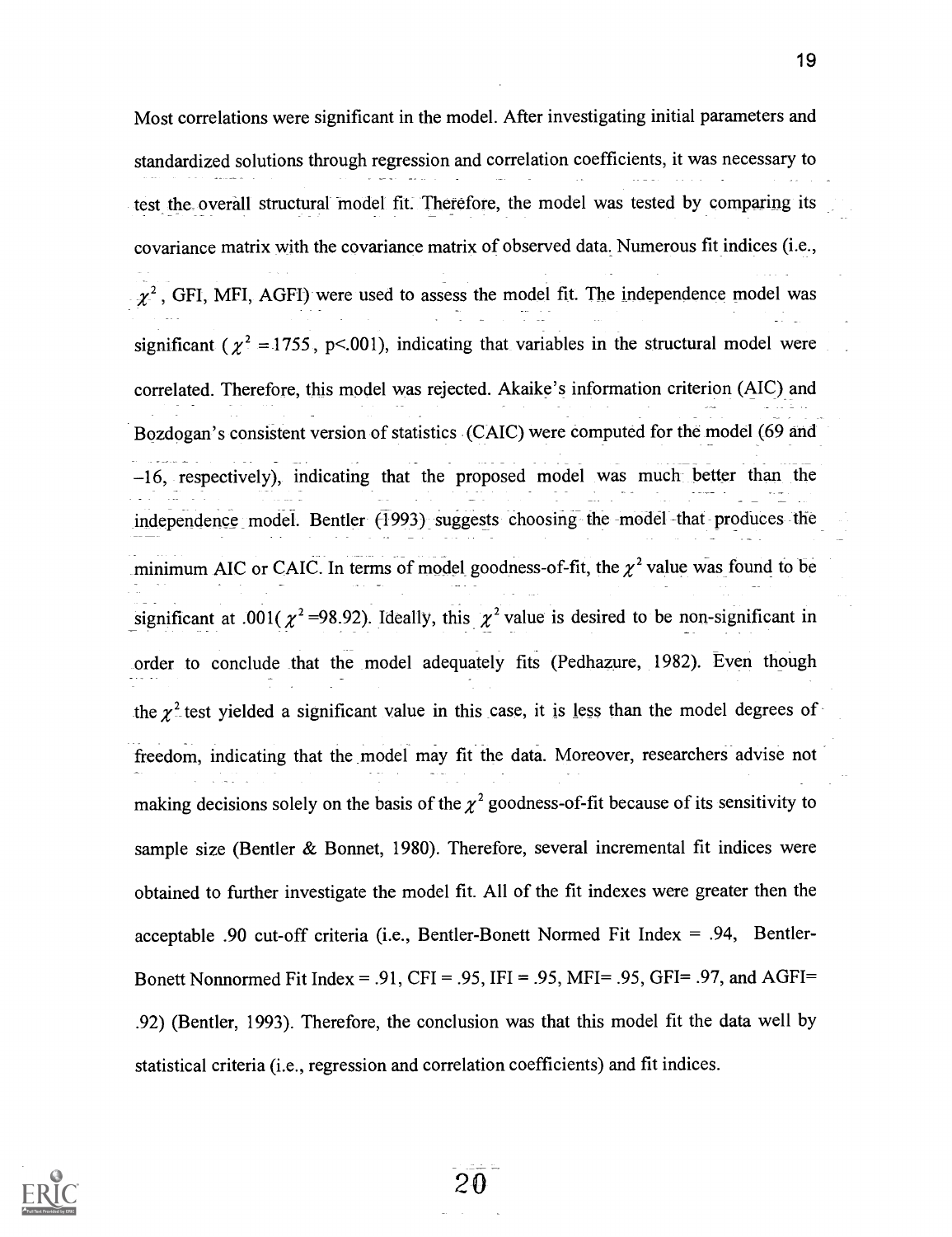Most correlations were significant in the model. After investigating initial parameters and standardized solutions through regression and correlation coefficients, it was necessary to test the overall structural model fit. Therefore, the model was tested by comparing its covariance matrix with the covariance matrix of observed data. Numerous fit indices (i.e., $\chi^2$, GFI, MFI, AGFI) were used to assess the model fit. The independence model was significant ($\chi^2 = 1755$, p<.001), indicating that variables in the structural model were correlated. Therefore, this model was rejected. Akaike's information criterion (AIC) and Bozdogan's consistent version of statistics (CAIC) were computed for the model (69 and –16, respectively), indicating that the proposed model was much better than the independence model. Bentler (1993) suggests choosing the model that produces the minimum AIC or CAIC. In terms of model goodness-of-fit, the $\chi^2$ value was found to be significant at .001($\chi^2$=98.92). Ideally, this $\chi^2$ value is desired to be non-significant in order to conclude that the model adequately fits (Pedhazure, 1982). Even though the $\chi^2$ test yielded a significant value in this case, it is less than the model degrees of freedom, indicating that the model may fit the data. Moreover, researchers advise not making decisions solely on the basis of the $\chi^2$ goodness-of-fit because of its sensitivity to sample size (Bentler & Bonnet, 1980). Therefore, several incremental fit indices were obtained to further investigate the model fit. All of the fit indexes were greater then the acceptable .90 cut-off criteria (i.e., Bentler-Bonett Normed Fit Index = .94, Bentler-Bonett Nonnormed Fit Index = .91, CFI = .95, IFI = .95, MFI= .95, GFI= .97, and AGFI= .92) (Bentler, 1993). Therefore, the conclusion was that this model fit the data well by statistical criteria (i.e., regression and correlation coefficients) and fit indices.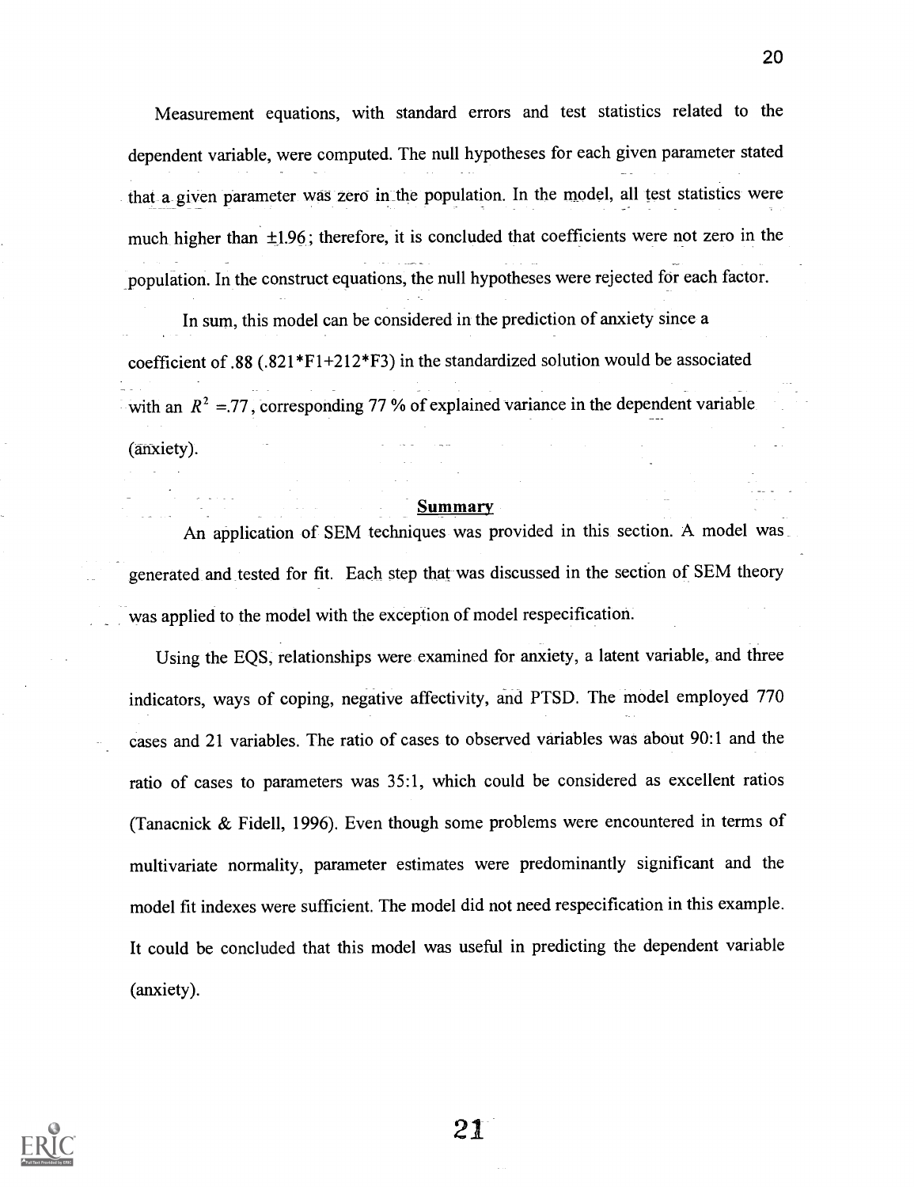Measurement equations, with standard errors and test statistics related to the dependent variable, were computed. The null hypotheses for each given parameter stated that a given parameter was zero in the population. In the model, all test statistics were much higher than $\pm 1.96$; therefore, it is concluded that coefficients were not zero in the population. In the construct equations, the null hypotheses were rejected for each factor.

In sum, this model can be considered in the prediction of anxiety since a coefficient of .88 (.821*F1+212*F3) in the standardized solution would be associated with an $R^2$ =.77, corresponding 77 % of explained variance in the dependent variable (anxiety).

## Summary

An application of SEM techniques was provided in this section. A model was generated and tested for fit. Each step that was discussed in the section of SEM theory was applied to the model with the exception of model respecification.

Using the EQS, relationships were examined for anxiety, a latent variable, and three indicators, ways of coping, negative affectivity, and PTSD. The model employed 770 cases and 21 variables. The ratio of cases to observed variables was about 90:1 and the ratio of cases to parameters was 35:1, which could be considered as excellent ratios (Tanacnick & Fidell, 1996). Even though some problems were encountered in terms of multivariate normality, parameter estimates were predominantly significant and the model fit indexes were sufficient. The model did not need respecification in this example. It could be concluded that this model was useful in predicting the dependent variable (anxiety).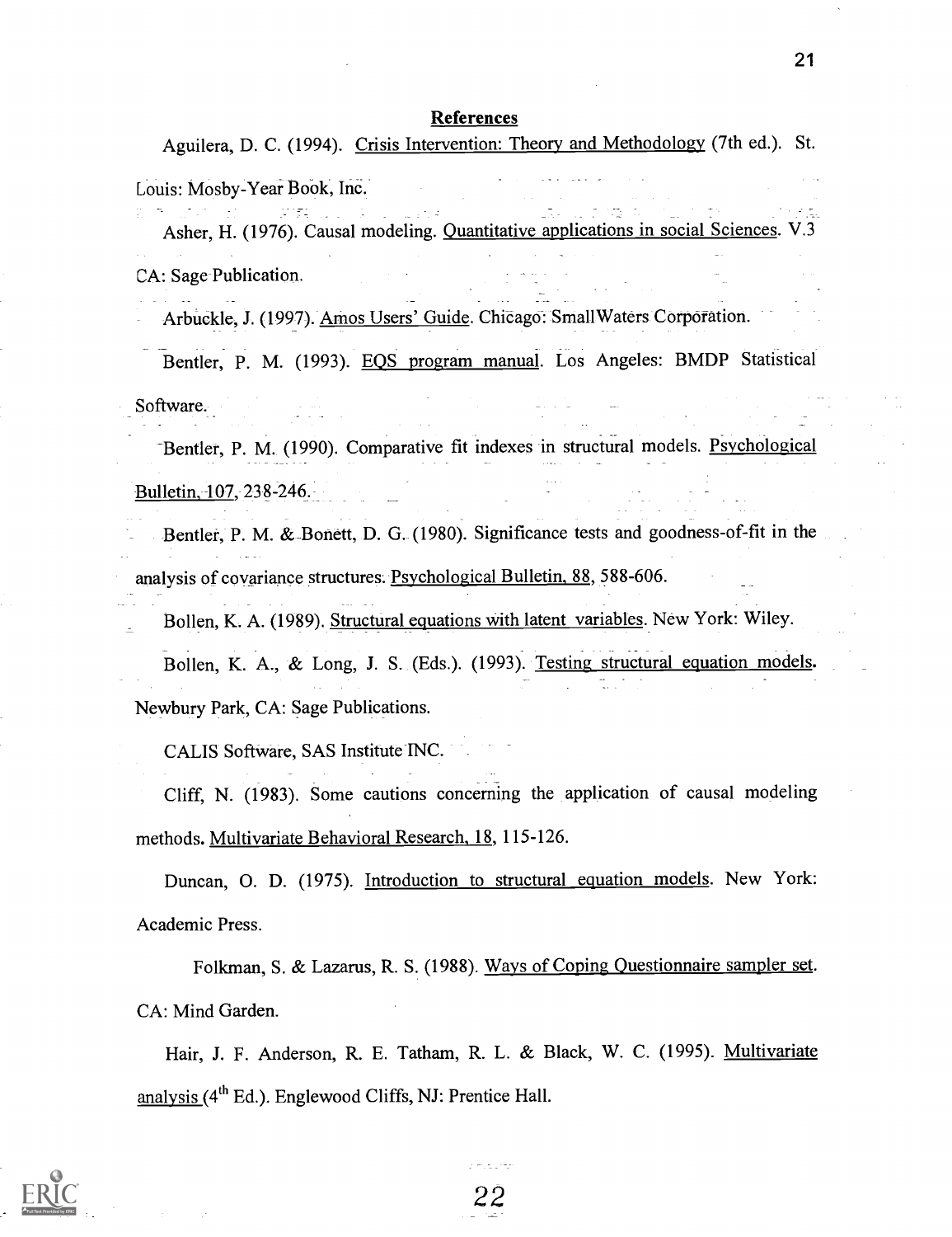## References

Aguilera, D. C. (1994). Crisis Intervention: Theory and Methodology (7th ed.). St. Louis: Mosby-Year Book, Inc.

Asher, H. (1976). Causal modeling. Quantitative applications in social Sciences. V.3 CA: Sage Publication.

Arbuckle, J. (1997). Amos Users' Guide. Chicago: SmallWaters Corporation.

Bentler, P. M. (1993). EQS program manual. Los Angeles: BMDP Statistical Software.

Bentler, P. M. (1990). Comparative fit indexes in structural models. Psychological Bulletin, 107, 238-246.

Bentler, P. M. & Bonett, D. G. (1980). Significance tests and goodness-of-fit in the analysis of covariance structures. Psychological Bulletin, 88, 588-606.

Bollen, K. A. (1989). Structural equations with latent variables. New York: Wiley.

Bollen, K. A., & Long, J. S. (Eds.). (1993). Testing structural equation models. Newbury Park, CA: Sage Publications.

CALIS Software, SAS Institute INC.

Cliff, N. (1983). Some cautions concerning the application of causal modeling methods. Multivariate Behavioral Research, 18, 115-126.

Duncan, O. D. (1975). Introduction to structural equation models. New York: Academic Press.

Folkman, S. & Lazarus, R. S. (1988). Ways of Coping Questionnaire sampler set. CA: Mind Garden.

Hair, J. F. Anderson, R. E. Tatham, R. L. & Black, W. C. (1995). Multivariate analysis (4th Ed.). Englewood Cliffs, NJ: Prentice Hall.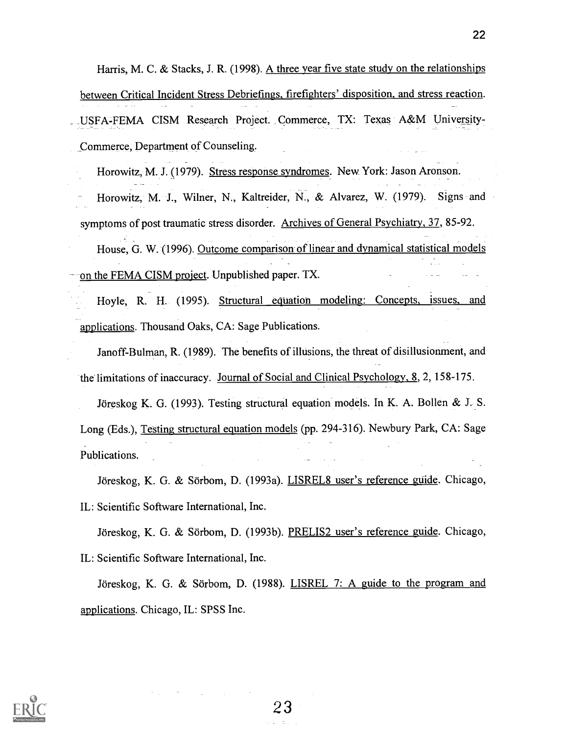Harris, M. C. & Stacks, J. R. (1998). A three year five state study on the relationships between Critical Incident Stress Debriefings, firefighters' disposition, and stress reaction. USFA-FEMA CISM Research Project. Commerce, TX: Texas A&M University-Commerce, Department of Counseling.

Horowitz, M. J. (1979). Stress response syndromes. New York: Jason Aronson.

Horowitz, M. J., Wilner, N., Kaltreider, N., & Alvarez, W. (1979). Signs and symptoms of post traumatic stress disorder. Archives of General Psychiatry, 37, 85-92.

House, G. W. (1996). Outcome comparison of linear and dynamical statistical models on the FEMA CISM project. Unpublished paper. TX.

Hoyle, R. H. (1995). Structural equation modeling: Concepts, issues, and applications. Thousand Oaks, CA: Sage Publications.

Janoff-Bulman, R. (1989). The benefits of illusions, the threat of disillusionment, and the limitations of inaccuracy. Journal of Social and Clinical Psychology, 8, 2, 158-175.

Jöreskog K. G. (1993). Testing structural equation models. In K. A. Bollen & J. S. Long (Eds.), Testing structural equation models (pp. 294-316). Newbury Park, CA: Sage Publications.

Jöreskog, K. G. & Sörbom, D. (1993a). LISREL8 user's reference guide. Chicago, IL: Scientific Software International, Inc.

Jöreskog, K. G. & Sörbom, D. (1993b). PRELIS2 user's reference guide. Chicago, IL: Scientific Software International, Inc.

Jöreskog, K. G. & Sörbom, D. (1988). LISREL 7: A guide to the program and applications. Chicago, IL: SPSS Inc.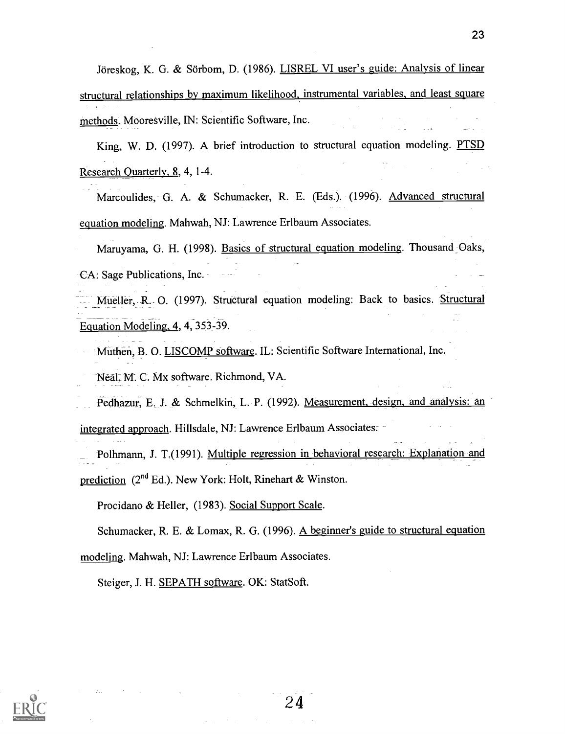Jöreskog, K. G. & Sörbom, D. (1986). LISREL VI user's guide: Analysis of linear structural relationships by maximum likelihood, instrumental variables, and least square methods. Mooresville, IN: Scientific Software, Inc.

King, W. D. (1997). A brief introduction to structural equation modeling. PTSD Research Quarterly, 8, 4, 1-4.

Marcoulides, G. A. & Schumacker, R. E. (Eds.). (1996). Advanced structural equation modeling. Mahwah, NJ: Lawrence Erlbaum Associates.

Maruyama, G. H. (1998). Basics of structural equation modeling. Thousand Oaks, CA: Sage Publications, Inc.

Mueller, R. O. (1997). Structural equation modeling: Back to basics. Structural Equation Modeling, 4, 4, 353-39.

Muthen, B. O. LISCOMP software. IL: Scientific Software International, Inc.

Neal, M. C. Mx software. Richmond, VA.

Pedhazur, E. J. & Schmelkin, L. P. (1992). Measurement, design, and analysis: an integrated approach. Hillsdale, NJ: Lawrence Erlbaum Associates.

Polhmann, J. T.(1991). Multiple regression in behavioral research: Explanation and prediction (2nd Ed.). New York: Holt, Rinehart & Winston.

Procidano & Heller, (1983). Social Support Scale.

Schumacker, R. E. & Lomax, R. G. (1996). A beginner's guide to structural equation modeling. Mahwah, NJ: Lawrence Erlbaum Associates.

Steiger, J. H. SEPATH software. OK: StatSoft.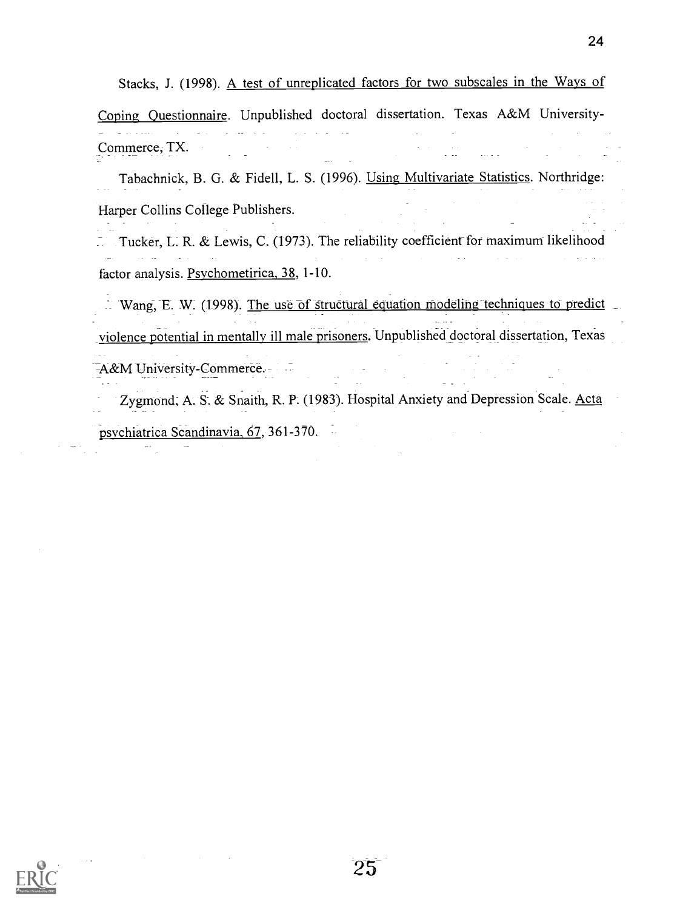Stacks, J. (1998). A test of unreplicated factors for two subscales in the Ways of Coping Questionnaire. Unpublished doctoral dissertation. Texas A&M University-Commerce, TX.

Tabachnick, B. G. & Fidell, L. S. (1996). Using Multivariate Statistics. Northridge: Harper Collins College Publishers.

Tucker, L. R. & Lewis, C. (1973). The reliability coefficient for maximum likelihood factor analysis. Psychometirica, 38, 1-10.

Wang, E. W. (1998). The use of structural equation modeling techniques to predict violence potential in mentally ill male prisoners. Unpublished doctoral dissertation, Texas A&M University-Commerce.

Zygmond, A. S. & Snaith, R. P. (1983). Hospital Anxiety and Depression Scale. Acta psychiatrica Scandinavia, 67, 361-370.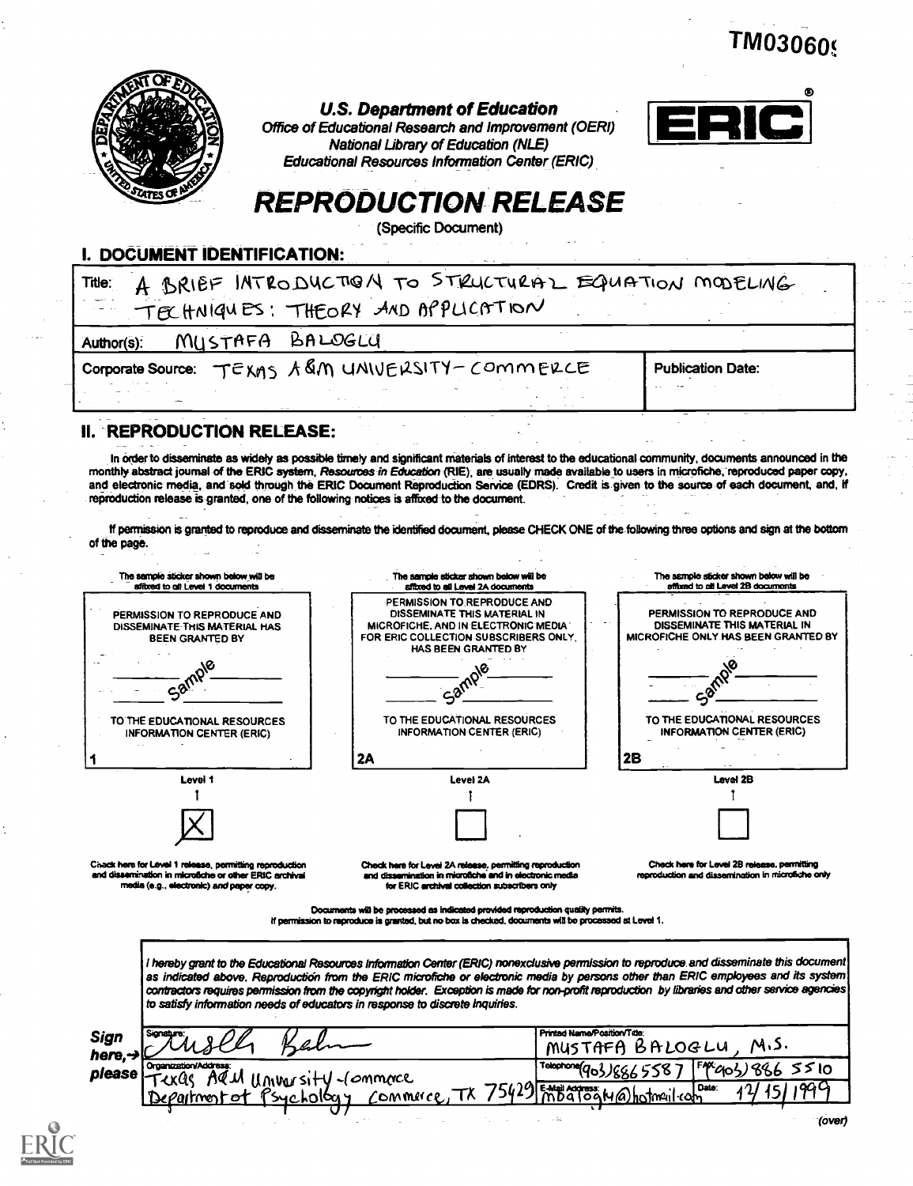TM030609

**U.S. Department of Education**
*Office of Educational Research and Improvement (OERI)*
*National Library of Education (NLE)*
*Educational Resources Information Center (ERIC)*

ERIC®

# REPRODUCTION RELEASE

(Specific Document)

## I. DOCUMENT IDENTIFICATION:

| | |
|---|---|
| Title: A BRIEF INTRODUCTION TO STRUCTURAL EQUATION MODELING TECHNIQUES: THEORY AND APPLICATION | |
| Author(s): MUSTAFA BALOGLU | |
| Corporate Source: TEXAS A&M UNIVERSITY-COMMERCE | Publication Date: |

## II. REPRODUCTION RELEASE:

In order to disseminate as widely as possible timely and significant materials of interest to the educational community, documents announced in the monthly abstract journal of the ERIC system, *Resources in Education* (RIE), are usually made available to users in microfiche, reproduced paper copy, and electronic media, and sold through the ERIC Document Reproduction Service (EDRS). Credit is given to the source of each document, and, if reproduction release is granted, one of the following notices is affixed to the document.

If permission is granted to reproduce and disseminate the identified document, please CHECK ONE of the following three options and sign at the bottom of the page.

| The sample sticker shown below will be affixed to all Level 1 documents | The sample sticker shown below will be affixed to all Level 2A documents | The sample sticker shown below will be affixed to all Level 2B documents |
|---|---|---|
| PERMISSION TO REPRODUCE AND DISSEMINATE THIS MATERIAL HAS BEEN GRANTED BY | PERMISSION TO REPRODUCE AND DISSEMINATE THIS MATERIAL IN MICROFICHE, AND IN ELECTRONIC MEDIA FOR ERIC COLLECTION SUBSCRIBERS ONLY, HAS BEEN GRANTED BY | PERMISSION TO REPRODUCE AND DISSEMINATE THIS MATERIAL IN MICROFICHE ONLY HAS BEEN GRANTED BY |
| Sample | Sample | Sample |
| TO THE EDUCATIONAL RESOURCES INFORMATION CENTER (ERIC) | TO THE EDUCATIONAL RESOURCES INFORMATION CENTER (ERIC) | TO THE EDUCATIONAL RESOURCES INFORMATION CENTER (ERIC) |
| 1 | 2A | 2B |
| Level 1 | Level 2A | Level 2B |
| [X] | [ ] | [ ] |
| Check here for Level 1 release, permitting reproduction and dissemination in microfiche or other ERIC archival media (e.g., electronic) *and* paper copy. | Check here for Level 2A release, permitting reproduction and dissemination in microfiche and in electronic media for ERIC archival collection subscribers only | Check here for Level 2B release, permitting reproduction and dissemination in microfiche only |

Documents will be processed as indicated provided reproduction quality permits.
If permission to reproduce is granted, but no box is checked, documents will be processed at Level 1.

*I hereby grant to the Educational Resources Information Center (ERIC) nonexclusive permission to reproduce and disseminate this document as indicated above. Reproduction from the ERIC microfiche or electronic media by persons other than ERIC employees and its system contractors requires permission from the copyright holder. Exception is made for non-profit reproduction by libraries and other service agencies to satisfy information needs of educators in response to discrete inquiries.*

**Sign here, → please**

| | | |
|---|---|---|
| Signature: Mustafa Baloglu | Printed Name/Position/Title: MUSTAFA BALOGLU, M.S. | |
| Organization/Address: Texas A&M University-Commerce Department of Psychology Commerce, TX 75429 | Telephone: (903)886 5587 | FAX: (903) 886 5510 |
| | E-Mail Address: mbaloglu@hotmail.com | Date: 12/15/1999 |

(over)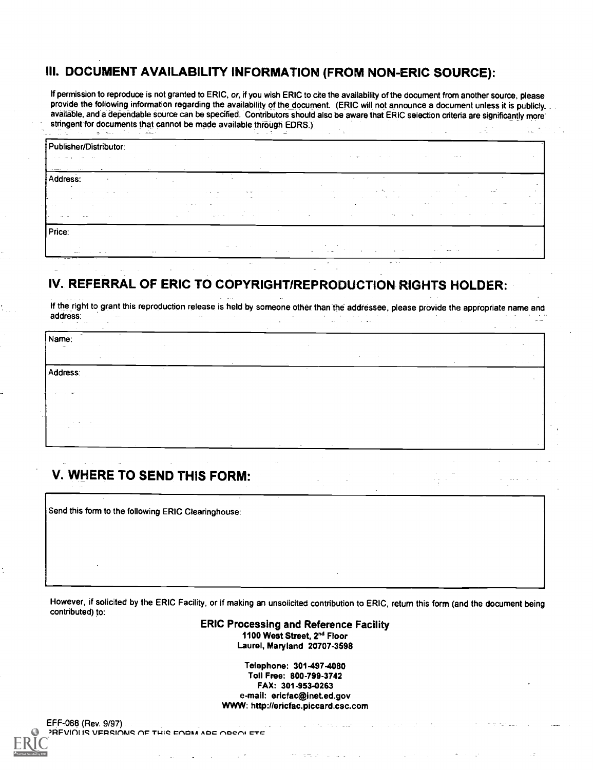## III. DOCUMENT AVAILABILITY INFORMATION (FROM NON-ERIC SOURCE):

If permission to reproduce is not granted to ERIC, *or*, if you wish ERIC to cite the availability of the document from another source, please provide the following information regarding the availability of the document. (ERIC will not announce a document unless it is publicly available, and a dependable source can be specified. Contributors should also be aware that ERIC selection criteria are significantly more stringent for documents that cannot be made available through EDRS.)

| |
|---|
| Publisher/Distributor: |
| Address: |
| Price: |

## IV. REFERRAL OF ERIC TO COPYRIGHT/REPRODUCTION RIGHTS HOLDER:

If the right to grant this reproduction release is held by someone other than the addressee, please provide the appropriate name and address:

| |
|---|
| Name: |
| Address: |

## V. WHERE TO SEND THIS FORM:

| |
|---|
| Send this form to the following ERIC Clearinghouse: |

However, if solicited by the ERIC Facility, or if making an unsolicited contribution to ERIC, return this form (and the document being contributed) to:

**ERIC Processing and Reference Facility**
**1100 West Street, 2nd Floor**
**Laurel, Maryland 20707-3598**

**Telephone: 301-497-4080**
**Toll Free: 800-799-3742**
**FAX: 301-953-0263**
**e-mail: ericfac@inet.ed.gov**
**WWW: http://ericfac.piccard.csc.com**

EFF-088 (Rev. 9/97)
PREVIOUS VERSIONS OF THIS FORM ARE OBSOLETE.